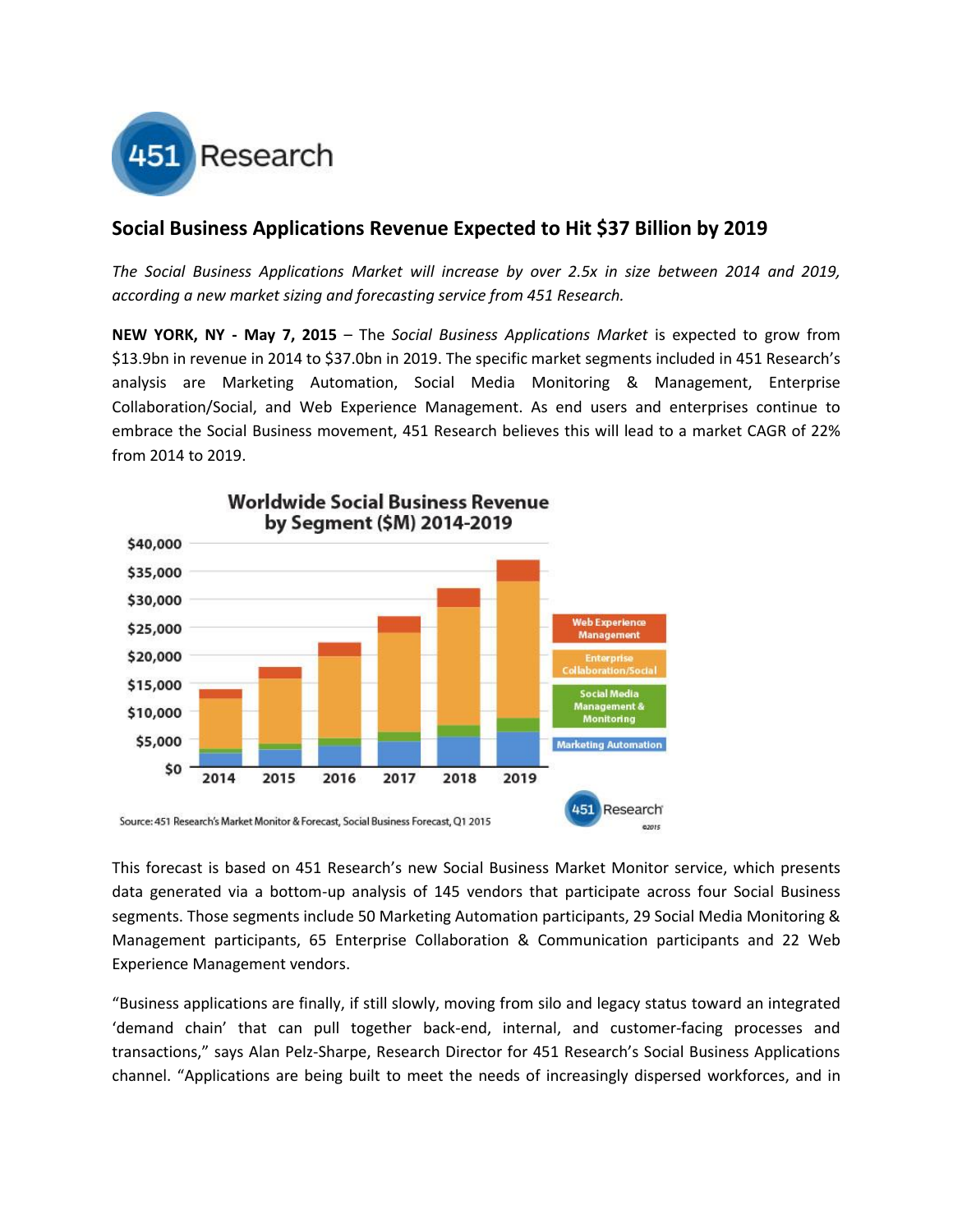# Social Business Applications Revenue Expected to Hit $37 Billion by 2019

*The Social Business Applications Market will increase by over 2.5x in size between 2014 and 2019, according a new market sizing and forecasting service from 451 Research.*

**NEW YORK, NY - May 7, 2015** – The *Social Business Applications Market* is expected to grow from $13.9bn in revenue in 2014 to $37.0bn in 2019. The specific market segments included in 451 Research's analysis are Marketing Automation, Social Media Monitoring & Management, Enterprise Collaboration/Social, and Web Experience Management. As end users and enterprises continue to embrace the Social Business movement, 451 Research believes this will lead to a market CAGR of 22% from 2014 to 2019.

**Worldwide Social Business Revenue by Segment ($M) 2014-2019**

Segments: Web Experience Management; Enterprise Collaboration/Social; Social Media Management & Monitoring; Marketing Automation

Years: 2014, 2015, 2016, 2017, 2018, 2019

Source: 451 Research's Market Monitor & Forecast, Social Business Forecast, Q1 2015

This forecast is based on 451 Research's new Social Business Market Monitor service, which presents data generated via a bottom-up analysis of 145 vendors that participate across four Social Business segments. Those segments include 50 Marketing Automation participants, 29 Social Media Monitoring & Management participants, 65 Enterprise Collaboration & Communication participants and 22 Web Experience Management vendors.

"Business applications are finally, if still slowly, moving from silo and legacy status toward an integrated 'demand chain' that can pull together back-end, internal, and customer-facing processes and transactions," says Alan Pelz-Sharpe, Research Director for 451 Research's Social Business Applications channel. "Applications are being built to meet the needs of increasingly dispersed workforces, and in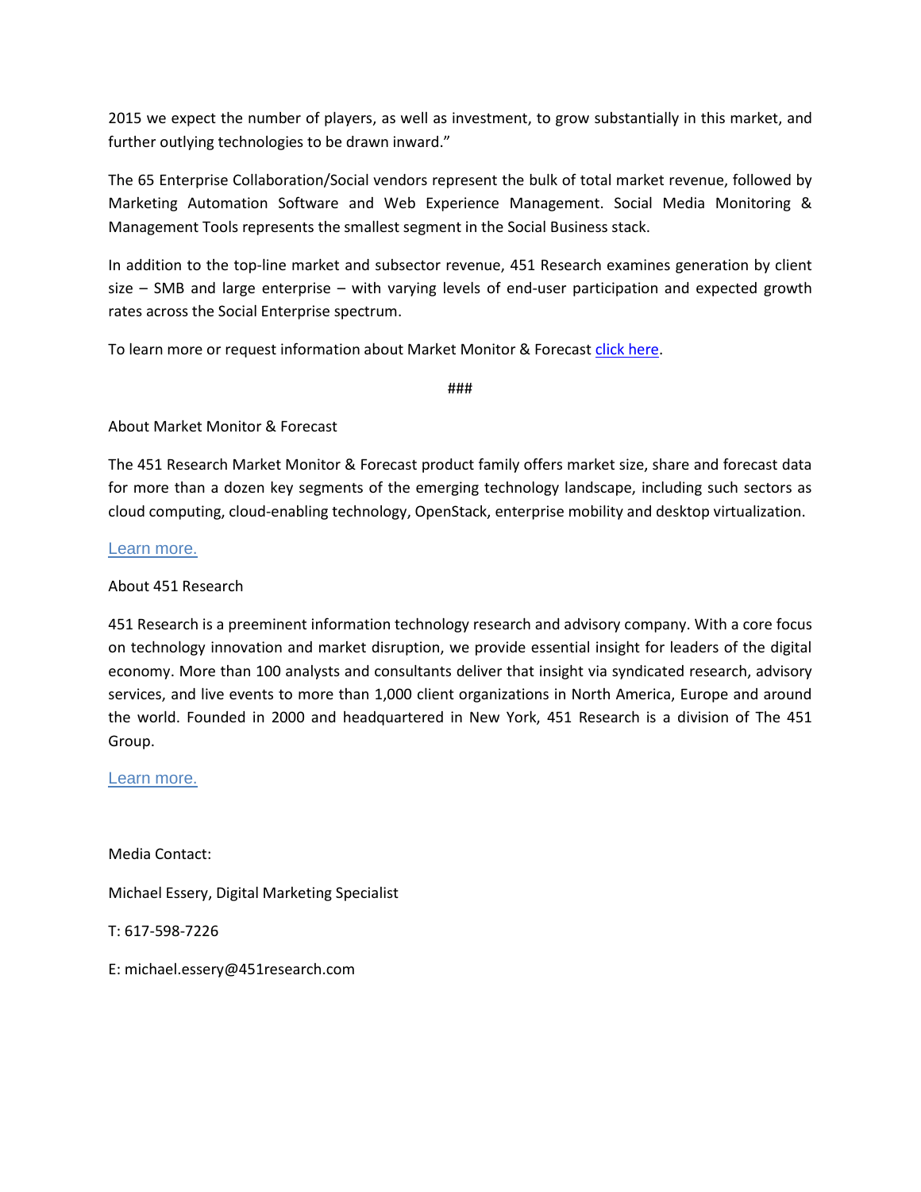2015 we expect the number of players, as well as investment, to grow substantially in this market, and further outlying technologies to be drawn inward."

The 65 Enterprise Collaboration/Social vendors represent the bulk of total market revenue, followed by Marketing Automation Software and Web Experience Management. Social Media Monitoring & Management Tools represents the smallest segment in the Social Business stack.

In addition to the top-line market and subsector revenue, 451 Research examines generation by client size – SMB and large enterprise – with varying levels of end-user participation and expected growth rates across the Social Enterprise spectrum.

To learn more or request information about Market Monitor & Forecast click here.

###

About Market Monitor & Forecast

The 451 Research Market Monitor & Forecast product family offers market size, share and forecast data for more than a dozen key segments of the emerging technology landscape, including such sectors as cloud computing, cloud-enabling technology, OpenStack, enterprise mobility and desktop virtualization.

Learn more.

About 451 Research

451 Research is a preeminent information technology research and advisory company. With a core focus on technology innovation and market disruption, we provide essential insight for leaders of the digital economy. More than 100 analysts and consultants deliver that insight via syndicated research, advisory services, and live events to more than 1,000 client organizations in North America, Europe and around the world. Founded in 2000 and headquartered in New York, 451 Research is a division of The 451 Group.

Learn more.

Media Contact:

Michael Essery, Digital Marketing Specialist

T: 617-598-7226

E: michael.essery@451research.com